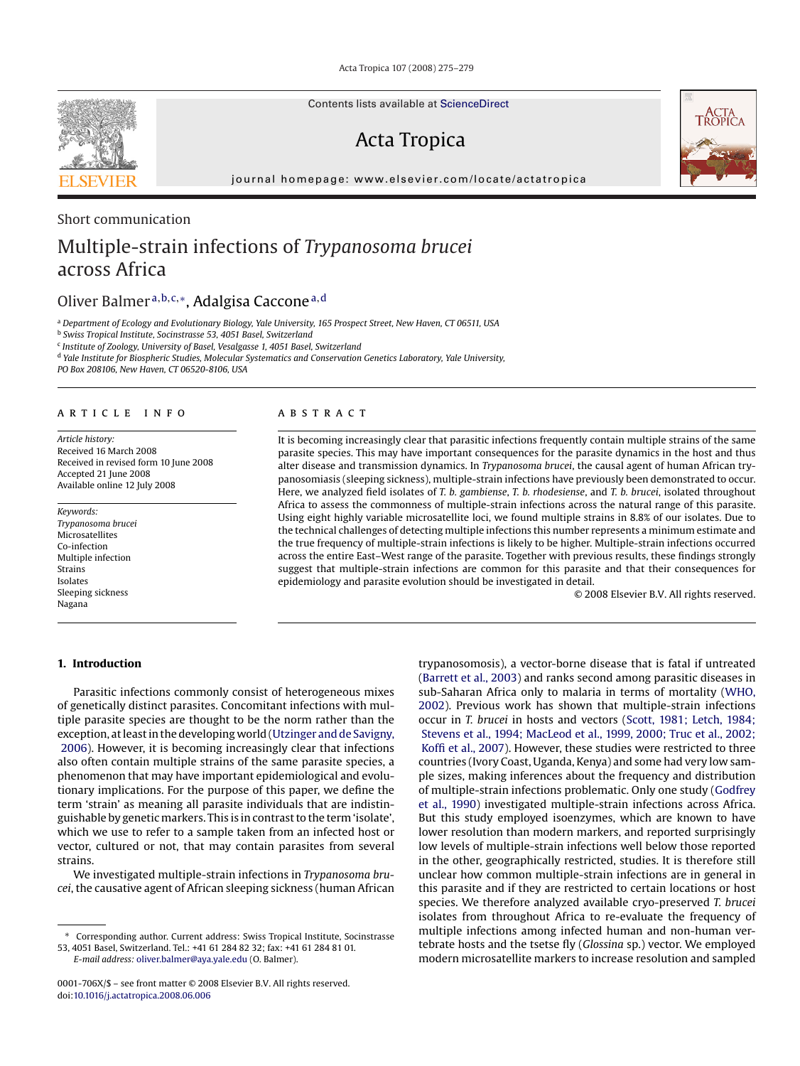Short communication

# Multiple-strain infections of *Trypanosoma brucei* across Africa

Oliver Balmer[a,b,c,*], Adalgisa Caccone[a,d]

[a] Department of Ecology and Evolutionary Biology, Yale University, 165 Prospect Street, New Haven, CT 06511, USA
[b] Swiss Tropical Institute, Socinstrasse 53, 4051 Basel, Switzerland
[c] Institute of Zoology, University of Basel, Vesalgasse 1, 4051 Basel, Switzerland
[d] Yale Institute for Biospheric Studies, Molecular Systematics and Conservation Genetics Laboratory, Yale University, PO Box 208106, New Haven, CT 06520-8106, USA

**ARTICLE INFO**

*Article history:*
Received 16 March 2008
Received in revised form 10 June 2008
Accepted 21 June 2008
Available online 12 July 2008

*Keywords:*
*Trypanosoma brucei*
Microsatellites
Co-infection
Multiple infection
Strains
Isolates
Sleeping sickness
Nagana

**ABSTRACT**

It is becoming increasingly clear that parasitic infections frequently contain multiple strains of the same parasite species. This may have important consequences for the parasite dynamics in the host and thus alter disease and transmission dynamics. In *Trypanosoma brucei*, the causal agent of human African trypanosomiasis (sleeping sickness), multiple-strain infections have previously been demonstrated to occur. Here, we analyzed field isolates of *T. b. gambiense*, *T. b. rhodesiense*, and *T. b. brucei*, isolated throughout Africa to assess the commonness of multiple-strain infections across the natural range of this parasite. Using eight highly variable microsatellite loci, we found multiple strains in 8.8% of our isolates. Due to the technical challenges of detecting multiple infections this number represents a minimum estimate and the true frequency of multiple-strain infections is likely to be higher. Multiple-strain infections occurred across the entire East–West range of the parasite. Together with previous results, these findings strongly suggest that multiple-strain infections are common for this parasite and that their consequences for epidemiology and parasite evolution should be investigated in detail.

© 2008 Elsevier B.V. All rights reserved.

## 1. Introduction

Parasitic infections commonly consist of heterogeneous mixes of genetically distinct parasites. Concomitant infections with multiple parasite species are thought to be the norm rather than the exception, at least in the developing world (Utzinger and de Savigny, 2006). However, it is becoming increasingly clear that infections also often contain multiple strains of the same parasite species, a phenomenon that may have important epidemiological and evolutionary implications. For the purpose of this paper, we define the term 'strain' as meaning all parasite individuals that are indistinguishable by genetic markers. This is in contrast to the term 'isolate', which we use to refer to a sample taken from an infected host or vector, cultured or not, that may contain parasites from several strains.

We investigated multiple-strain infections in *Trypanosoma brucei*, the causative agent of African sleeping sickness (human African trypanosomosis), a vector-borne disease that is fatal if untreated (Barrett et al., 2003) and ranks second among parasitic diseases in sub-Saharan Africa only to malaria in terms of mortality (WHO, 2002). Previous work has shown that multiple-strain infections occur in *T. brucei* in hosts and vectors (Scott, 1981; Letch, 1984; Stevens et al., 1994; MacLeod et al., 1999, 2000; Truc et al., 2002; Koffi et al., 2007). However, these studies were restricted to three countries (Ivory Coast, Uganda, Kenya) and some had very low sample sizes, making inferences about the frequency and distribution of multiple-strain infections problematic. Only one study (Godfrey et al., 1990) investigated multiple-strain infections across Africa. But this study employed isoenzymes, which are known to have lower resolution than modern markers, and reported surprisingly low levels of multiple-strain infections well below those reported in the other, geographically restricted, studies. It is therefore still unclear how common multiple-strain infections are in general in this parasite and if they are restricted to certain locations or host species. We therefore analyzed available cryo-preserved *T. brucei* isolates from throughout Africa to re-evaluate the frequency of multiple infections among infected human and non-human vertebrate hosts and the tsetse fly (*Glossina* sp.) vector. We employed modern microsatellite markers to increase resolution and sampled

\* Corresponding author. Current address: Swiss Tropical Institute, Socinstrasse 53, 4051 Basel, Switzerland. Tel.: +41 61 284 82 32; fax: +41 61 284 81 01.
*E-mail address:* oliver.balmer@aya.yale.edu (O. Balmer).

0001-706X/$ – see front matter © 2008 Elsevier B.V. All rights reserved.
doi:10.1016/j.actatropica.2008.06.006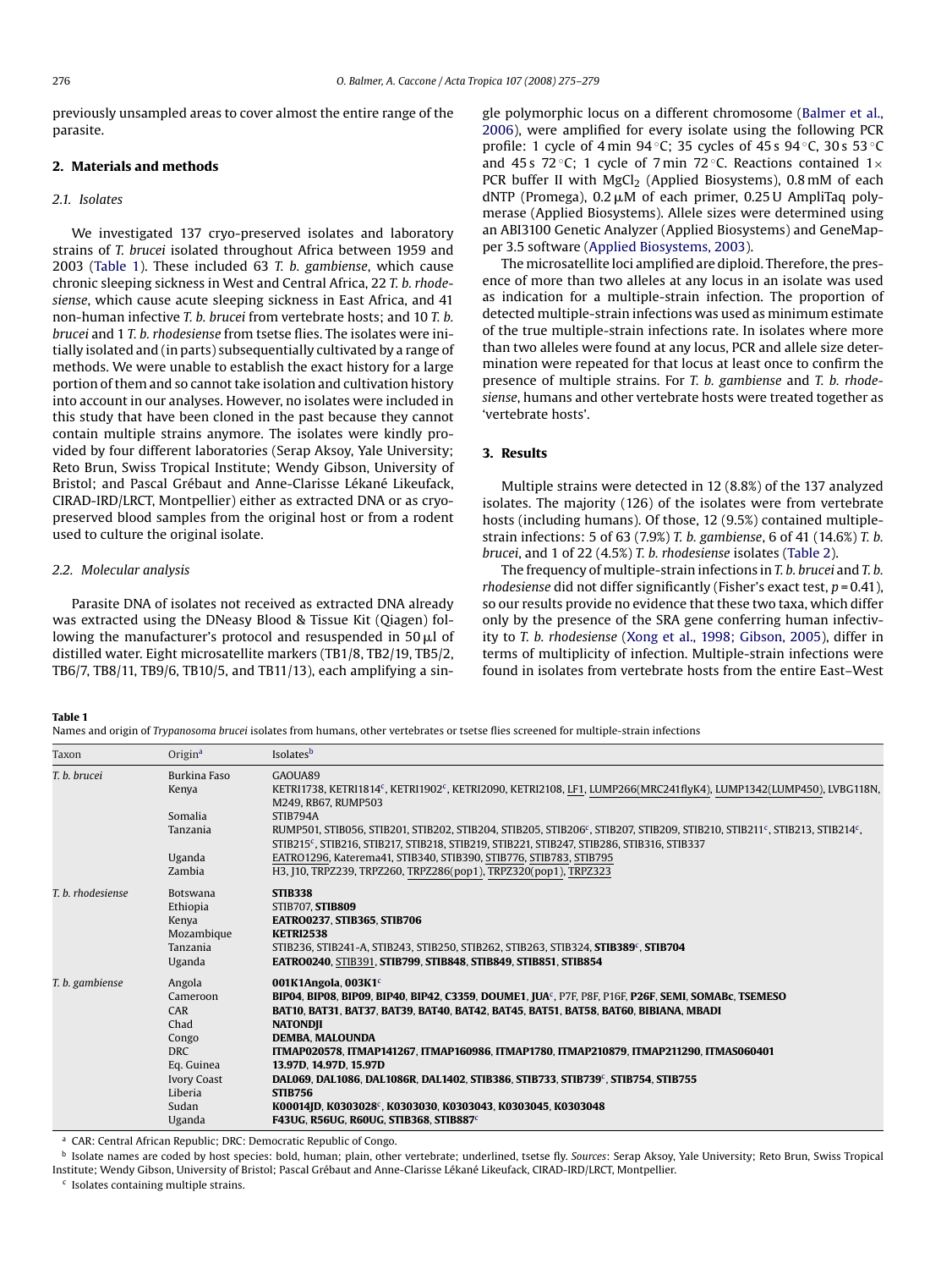previously unsampled areas to cover almost the entire range of the parasite.

## 2. Materials and methods

### 2.1. Isolates

We investigated 137 cryo-preserved isolates and laboratory strains of *T. brucei* isolated throughout Africa between 1959 and 2003 (Table 1). These included 63 *T. b. gambiense*, which cause chronic sleeping sickness in West and Central Africa, 22 *T. b. rhodesiense*, which cause acute sleeping sickness in East Africa, and 41 non-human infective *T. b. brucei* from vertebrate hosts; and 10 *T. b. brucei* and 1 *T. b. rhodesiense* from tsetse flies. The isolates were initially isolated and (in parts) subsequentially cultivated by a range of methods. We were unable to establish the exact history for a large portion of them and so cannot take isolation and cultivation history into account in our analyses. However, no isolates were included in this study that have been cloned in the past because they cannot contain multiple strains anymore. The isolates were kindly provided by four different laboratories (Serap Aksoy, Yale University; Reto Brun, Swiss Tropical Institute; Wendy Gibson, University of Bristol; and Pascal Grébaut and Anne-Clarisse Lékané Likeufack, CIRAD-IRD/LRCT, Montpellier) either as extracted DNA or as cryo-preserved blood samples from the original host or from a rodent used to culture the original isolate.

### 2.2. Molecular analysis

Parasite DNA of isolates not received as extracted DNA already was extracted using the DNeasy Blood & Tissue Kit (Qiagen) following the manufacturer's protocol and resuspended in 50 μl of distilled water. Eight microsatellite markers (TB1/8, TB2/19, TB5/2, TB6/7, TB8/11, TB9/6, TB10/5, and TB11/13), each amplifying a single polymorphic locus on a different chromosome (Balmer et al., 2006), were amplified for every isolate using the following PCR profile: 1 cycle of 4 min 94 °C; 35 cycles of 45 s 94 °C, 30 s 53 °C and 45 s 72 °C; 1 cycle of 7 min 72 °C. Reactions contained 1× PCR buffer II with $MgCl_2$ (Applied Biosystems), 0.8 mM of each dNTP (Promega), 0.2 μM of each primer, 0.25 U AmpliTaq polymerase (Applied Biosystems). Allele sizes were determined using an ABI3100 Genetic Analyzer (Applied Biosystems) and GeneMapper 3.5 software (Applied Biosystems, 2003).

The microsatellite loci amplified are diploid. Therefore, the presence of more than two alleles at any locus in an isolate was used as indication for a multiple-strain infection. The proportion of detected multiple-strain infections was used as minimum estimate of the true multiple-strain infections rate. In isolates where more than two alleles were found at any locus, PCR and allele size determination were repeated for that locus at least once to confirm the presence of multiple strains. For *T. b. gambiense* and *T. b. rhodesiense*, humans and other vertebrate hosts were treated together as 'vertebrate hosts'.

## 3. Results

Multiple strains were detected in 12 (8.8%) of the 137 analyzed isolates. The majority (126) of the isolates were from vertebrate hosts (including humans). Of those, 12 (9.5%) contained multiple-strain infections: 5 of 63 (7.9%) *T. b. gambiense*, 6 of 41 (14.6%) *T. b. brucei*, and 1 of 22 (4.5%) *T. b. rhodesiense* isolates (Table 2).

The frequency of multiple-strain infections in *T. b. brucei* and *T. b. rhodesiense* did not differ significantly (Fisher's exact test, $p = 0.41$), so our results provide no evidence that these two taxa, which differ only by the presence of the SRA gene conferring human infectivity to *T. b. rhodesiense* (Xong et al., 1998; Gibson, 2005), differ in terms of multiplicity of infection. Multiple-strain infections were found in isolates from vertebrate hosts from the entire East–West

**Table 1**
Names and origin of *Trypanosoma brucei* isolates from humans, other vertebrates or tsetse flies screened for multiple-strain infections

| Taxon | Origin[a] | Isolates[b] |
|---|---|---|
| *T. b. brucei* | Burkina Faso | GAOUA89 |
| | Kenya | KETRI1738, KETRI1814[c], KETRI1902[c], KETRI2090, KETRI2108, LF1, LUMP266(MRC241flyK4), LUMP1342(LUMP450), LVBG118N, M249, RB67, RUMP503 |
| | Somalia | STIB794A |
| | Tanzania | RUMP501, STIB056, STIB201, STIB202, STIB204, STIB205, STIB206[c], STIB207, STIB209, STIB210, STIB211[c], STIB213, STIB214[c], STIB215[c], STIB216, STIB217, STIB218, STIB219, STIB221, STIB247, STIB286, STIB316, STIB337 |
| | Uganda | EATRO1296, Katerema41, STIB340, STIB390, STIB776, STIB783, STIB795 |
| | Zambia | H3, J10, TRPZ239, TRPZ260, TRPZ286(pop1), TRPZ320(pop1), TRPZ323 |
| *T. b. rhodesiense* | Botswana | **STIB338** |
| | Ethiopia | STIB707, **STIB809** |
| | Kenya | **EATRO0237**, **STIB365**, **STIB706** |
| | Mozambique | **KETRI2538** |
| | Tanzania | STIB236, STIB241-A, STIB243, STIB250, STIB262, STIB263, STIB324, **STIB389**[c], **STIB704** |
| | Uganda | **EATRO0240**, STIB391, **STIB799**, **STIB848**, **STIB849**, **STIB851**, **STIB854** |
| *T. b. gambiense* | Angola | **001K1Angola**, **003K1**[c] |
| | Cameroon | **BIP04**, **BIP08**, **BIP09**, **BIP40**, **BIP42**, **C3359**, **DOUME1**, **JUA**[c], P7F, P8F, P16F, **P26F**, **SEMI**, **SOMABc**, **TSEMESO** |
| | CAR | **BAT10**, **BAT31**, **BAT37**, **BAT39**, **BAT40**, **BAT42**, **BAT45**, **BAT51**, **BAT58**, **BAT60**, **BIBIANA**, **MBADI** |
| | Chad | **NATONDJI** |
| | Congo | **DEMBA**, **MALOUNDA** |
| | DRC | **ITMAP020578**, **ITMAP141267**, **ITMAP160986**, **ITMAP1780**, **ITMAP210879**, **ITMAP211290**, **ITMAS060401** |
| | Eq. Guinea | **13.97D**, **14.97D**, **15.97D** |
| | Ivory Coast | **DAL069**, **DAL1086**, **DAL1086R**, **DAL1402**, **STIB386**, **STIB733**, **STIB739**[c], **STIB754**, **STIB755** |
| | Liberia | **STIB756** |
| | Sudan | **K00014JD**, **K0303028**[c], **K0303030**, **K0303043**, **K0303045**, **K0303048** |
| | Uganda | **F43UG**, **R56UG**, **R60UG**, **STIB368**, **STIB887**[c] |

[a] CAR: Central African Republic; DRC: Democratic Republic of Congo.

[b] Isolate names are coded by host species: bold, human; plain, other vertebrate; underlined, tsetse fly. *Sources*: Serap Aksoy, Yale University; Reto Brun, Swiss Tropical Institute; Wendy Gibson, University of Bristol; Pascal Grébaut and Anne-Clarisse Lékané Likeufack, CIRAD-IRD/LRCT, Montpellier.

[c] Isolates containing multiple strains.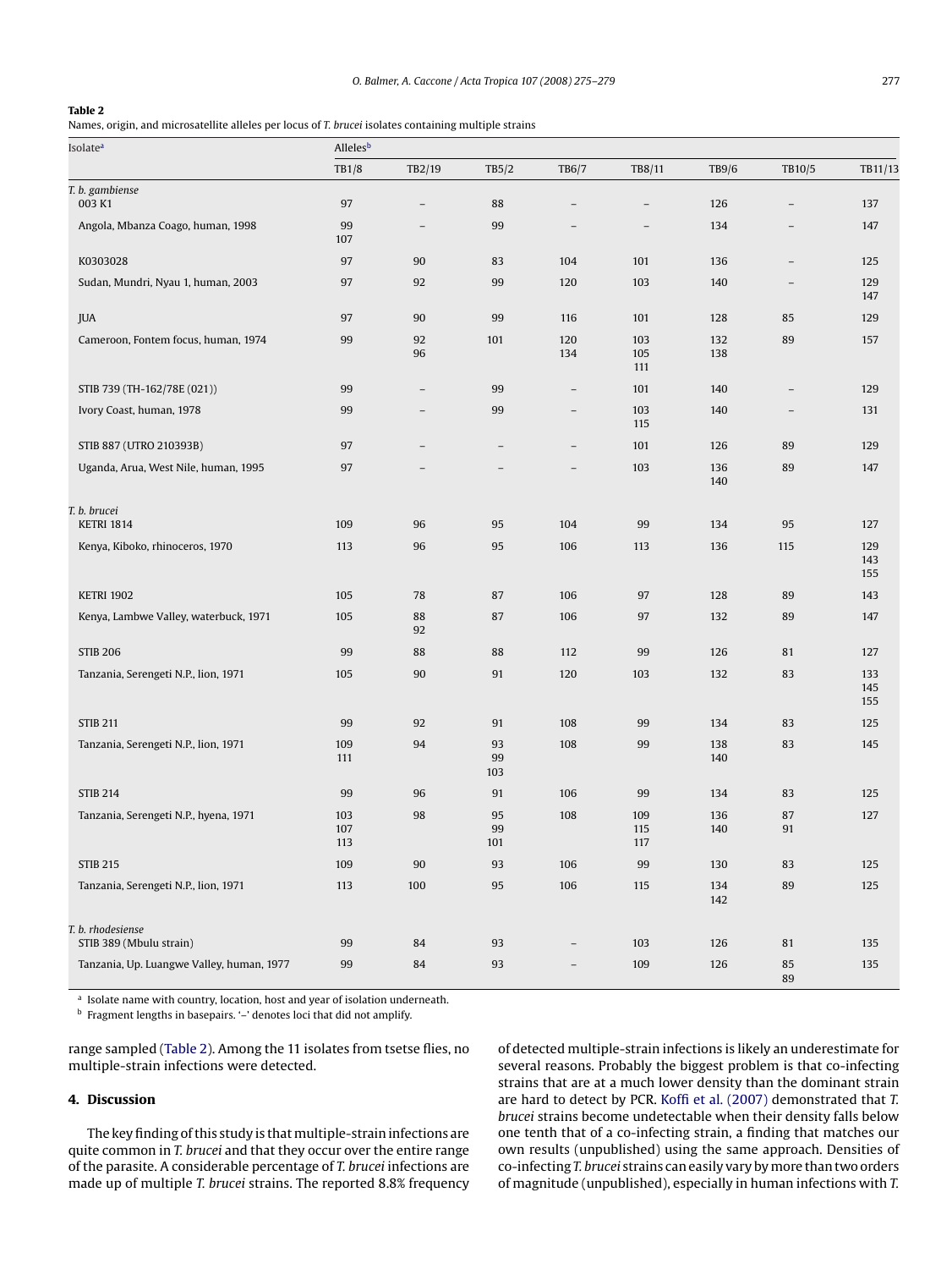**Table 2**
Names, origin, and microsatellite alleles per locus of *T. brucei* isolates containing multiple strains

| Isolate[a] | Alleles[b] | | | | | | | |
|---|---|---|---|---|---|---|---|---|
| | TB1/8 | TB2/19 | TB5/2 | TB6/7 | TB8/11 | TB9/6 | TB10/5 | TB11/13 |
| *T. b. gambiense* | | | | | | | | |
| 003 K1 | 97 | – | 88 | – | – | 126 | – | 137 |
| Angola, Mbanza Coago, human, 1998 | 99 107 | – | 99 | – | – | 134 | – | 147 |
| K0303028 | 97 | 90 | 83 | 104 | 101 | 136 | – | 125 |
| Sudan, Mundri, Nyau 1, human, 2003 | 97 | 92 | 99 | 120 | 103 | 140 | – | 129 147 |
| JUA | 97 | 90 | 99 | 116 | 101 | 128 | 85 | 129 |
| Cameroon, Fontem focus, human, 1974 | 99 | 92 96 | 101 | 120 134 | 103 105 111 | 132 138 | 89 | 157 |
| STIB 739 (TH-162/78E (021)) | 99 | – | 99 | – | 101 | 140 | – | 129 |
| Ivory Coast, human, 1978 | 99 | – | 99 | – | 103 115 | 140 | – | 131 |
| STIB 887 (UTRO 210393B) | 97 | – | – | – | 101 | 126 | 89 | 129 |
| Uganda, Arua, West Nile, human, 1995 | 97 | – | – | – | 103 | 136 140 | 89 | 147 |
| *T. b. brucei* | | | | | | | | |
| KETRI 1814 | 109 | 96 | 95 | 104 | 99 | 134 | 95 | 127 |
| Kenya, Kiboko, rhinoceros, 1970 | 113 | 96 | 95 | 106 | 113 | 136 | 115 | 129 143 155 |
| KETRI 1902 | 105 | 78 | 87 | 106 | 97 | 128 | 89 | 143 |
| Kenya, Lambwe Valley, waterbuck, 1971 | 105 | 88 92 | 87 | 106 | 97 | 132 | 89 | 147 |
| STIB 206 | 99 | 88 | 88 | 112 | 99 | 126 | 81 | 127 |
| Tanzania, Serengeti N.P., lion, 1971 | 105 | 90 | 91 | 120 | 103 | 132 | 83 | 133 145 155 |
| STIB 211 | 99 | 92 | 91 | 108 | 99 | 134 | 83 | 125 |
| Tanzania, Serengeti N.P., lion, 1971 | 109 111 | 94 | 93 99 103 | 108 | 99 | 138 140 | 83 | 145 |
| STIB 214 | 99 | 96 | 91 | 106 | 99 | 134 | 83 | 125 |
| Tanzania, Serengeti N.P., hyena, 1971 | 103 107 113 | 98 | 95 99 101 | 108 | 109 115 117 | 136 140 | 87 91 | 127 |
| STIB 215 | 109 | 90 | 93 | 106 | 99 | 130 | 83 | 125 |
| Tanzania, Serengeti N.P., lion, 1971 | 113 | 100 | 95 | 106 | 115 | 134 142 | 89 | 125 |
| *T. b. rhodesiense* | | | | | | | | |
| STIB 389 (Mbulu strain) | 99 | 84 | 93 | – | 103 | 126 | 81 | 135 |
| Tanzania, Up. Luangwe Valley, human, 1977 | 99 | 84 | 93 | – | 109 | 126 | 85 89 | 135 |

[a] Isolate name with country, location, host and year of isolation underneath.
[b] Fragment lengths in basepairs. '–' denotes loci that did not amplify.

range sampled (Table 2). Among the 11 isolates from tsetse flies, no multiple-strain infections were detected.

## 4. Discussion

The key finding of this study is that multiple-strain infections are quite common in *T. brucei* and that they occur over the entire range of the parasite. A considerable percentage of *T. brucei* infections are made up of multiple *T. brucei* strains. The reported 8.8% frequency of detected multiple-strain infections is likely an underestimate for several reasons. Probably the biggest problem is that co-infecting strains that are at a much lower density than the dominant strain are hard to detect by PCR. Koffi et al. (2007) demonstrated that *T. brucei* strains become undetectable when their density falls below one tenth that of a co-infecting strain, a finding that matches our own results (unpublished) using the same approach. Densities of co-infecting *T. brucei* strains can easily vary by more than two orders of magnitude (unpublished), especially in human infections with *T.*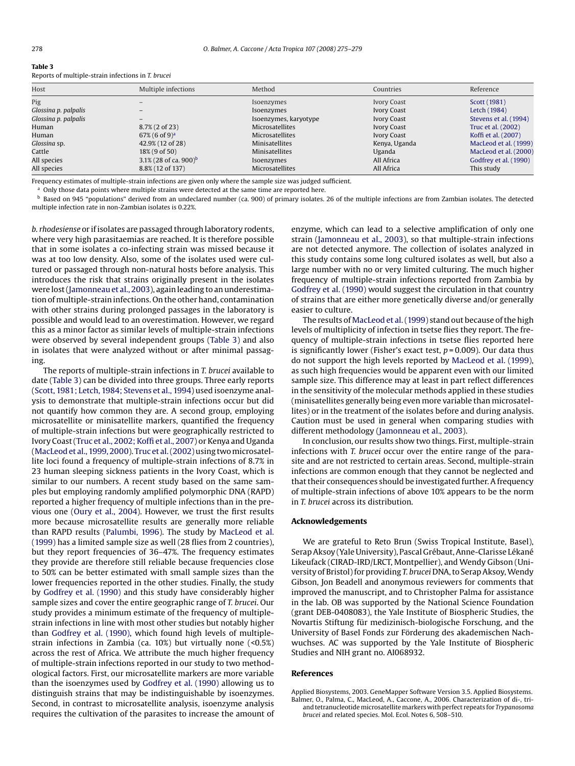**Table 3**
Reports of multiple-strain infections in *T. brucei*

| Host | Multiple infections | Method | Countries | Reference |
|---|---|---|---|---|
| Pig | – | Isoenzymes | Ivory Coast | Scott (1981) |
| *Glossina p. palpalis* | – | Isoenzymes | Ivory Coast | Letch (1984) |
| *Glossina p. palpalis* | – | Isoenzymes, karyotype | Ivory Coast | Stevens et al. (1994) |
| Human | 8.7% (2 of 23) | Microsatellites | Ivory Coast | Truc et al. (2002) |
| Human | 67% (6 of 9)[a] | Microsatellites | Ivory Coast | Koffi et al. (2007) |
| *Glossina* sp. | 42.9% (12 of 28) | Minisatellites | Kenya, Uganda | MacLeod et al. (1999) |
| Cattle | 18% (9 of 50) | Minisatellites | Uganda | MacLeod et al. (2000) |
| All species | 3.1% (28 of ca. 900)[b] | Isoenzymes | All Africa | Godfrey et al. (1990) |
| All species | 8.8% (12 of 137) | Microsatellites | All Africa | This study |

Frequency estimates of multiple-strain infections are given only where the sample size was judged sufficient.

[a] Only those data points where multiple strains were detected at the same time are reported here.

[b] Based on 945 "populations" derived from an undeclared number (ca. 900) of primary isolates. 26 of the multiple infections are from Zambian isolates. The detected multiple infection rate in non-Zambian isolates is 0.22%.

*b. rhodesiense* or if isolates are passaged through laboratory rodents, where very high parasitaemias are reached. It is therefore possible that in some isolates a co-infecting strain was missed because it was at too low density. Also, some of the isolates used were cultured or passaged through non-natural hosts before analysis. This introduces the risk that strains originally present in the isolates were lost (Jamonneau et al., 2003), again leading to an underestimation of multiple-strain infections. On the other hand, contamination with other strains during prolonged passages in the laboratory is possible and would lead to an overestimation. However, we regard this as a minor factor as similar levels of multiple-strain infections were observed by several independent groups (Table 3) and also in isolates that were analyzed without or after minimal passaging.

The reports of multiple-strain infections in *T. brucei* available to date (Table 3) can be divided into three groups. Three early reports (Scott, 1981; Letch, 1984; Stevens et al., 1994) used isoenzyme analysis to demonstrate that multiple-strain infections occur but did not quantify how common they are. A second group, employing microsatellite or minisatellite markers, quantified the frequency of multiple-strain infections but were geographically restricted to Ivory Coast (Truc et al., 2002; Koffi et al., 2007) or Kenya and Uganda (MacLeod et al., 1999, 2000). Truc et al. (2002) using two microsatellite loci found a frequency of multiple-strain infections of 8.7% in 23 human sleeping sickness patients in the Ivory Coast, which is similar to our numbers. A recent study based on the same samples but employing randomly amplified polymorphic DNA (RAPD) reported a higher frequency of multiple infections than in the previous one (Oury et al., 2004). However, we trust the first results more because microsatellite results are generally more reliable than RAPD results (Palumbi, 1996). The study by MacLeod et al. (1999) has a limited sample size as well (28 flies from 2 countries), but they report frequencies of 36–47%. The frequency estimates they provide are therefore still reliable because frequencies close to 50% can be better estimated with small sample sizes than the lower frequencies reported in the other studies. Finally, the study by Godfrey et al. (1990) and this study have considerably higher sample sizes and cover the entire geographic range of *T. brucei*. Our study provides a minimum estimate of the frequency of multiple-strain infections in line with most other studies but notably higher than Godfrey et al. (1990), which found high levels of multiple-strain infections in Zambia (ca. 10%) but virtually none (<0.5%) across the rest of Africa. We attribute the much higher frequency of multiple-strain infections reported in our study to two methodological factors. First, our microsatellite markers are more variable than the isoenzymes used by Godfrey et al. (1990) allowing us to distinguish strains that may be indistinguishable by isoenzymes. Second, in contrast to microsatellite analysis, isoenzyme analysis requires the cultivation of the parasites to increase the amount of enzyme, which can lead to a selective amplification of only one strain (Jamonneau et al., 2003), so that multiple-strain infections are not detected anymore. The collection of isolates analyzed in this study contains some long cultured isolates as well, but also a large number with no or very limited culturing. The much higher frequency of multiple-strain infections reported from Zambia by Godfrey et al. (1990) would suggest the circulation in that country of strains that are either more genetically diverse and/or generally easier to culture.

The results of MacLeod et al. (1999) stand out because of the high levels of multiplicity of infection in tsetse flies they report. The frequency of multiple-strain infections in tsetse flies reported here is significantly lower (Fisher's exact test, $p = 0.009$). Our data thus do not support the high levels reported by MacLeod et al. (1999), as such high frequencies would be apparent even with our limited sample size. This difference may at least in part reflect differences in the sensitivity of the molecular methods applied in these studies (minisatellites generally being even more variable than microsatellites) or in the treatment of the isolates before and during analysis. Caution must be used in general when comparing studies with different methodology (Jamonneau et al., 2003).

In conclusion, our results show two things. First, multiple-strain infections with *T. brucei* occur over the entire range of the parasite and are not restricted to certain areas. Second, multiple-strain infections are common enough that they cannot be neglected and that their consequences should be investigated further. A frequency of multiple-strain infections of above 10% appears to be the norm in *T. brucei* across its distribution.

## Acknowledgements

We are grateful to Reto Brun (Swiss Tropical Institute, Basel), Serap Aksoy (Yale University), Pascal Grébaut, Anne-Clarisse Lékané Likeufack (CIRAD-IRD/LRCT, Montpellier), and Wendy Gibson (University of Bristol) for providing *T. brucei* DNA, to Serap Aksoy, Wendy Gibson, Jon Beadell and anonymous reviewers for comments that improved the manuscript, and to Christopher Palma for assistance in the lab. OB was supported by the National Science Foundation (grant DEB-0408083), the Yale Institute of Biospheric Studies, the Novartis Stiftung für medizinisch-biologische Forschung, and the University of Basel Fonds zur Förderung des akademischen Nachwuchses. AC was supported by the Yale Institute of Biospheric Studies and NIH grant no. AI068932.

## References

Applied Biosystems, 2003. GeneMapper Software Version 3.5. Applied Biosystems.

Balmer, O., Palma, C., MacLeod, A., Caccone, A., 2006. Characterization of di-, tri- and tetranucleotide microsatellite markers with perfect repeats for *Trypanosoma brucei* and related species. Mol. Ecol. Notes 6, 508–510.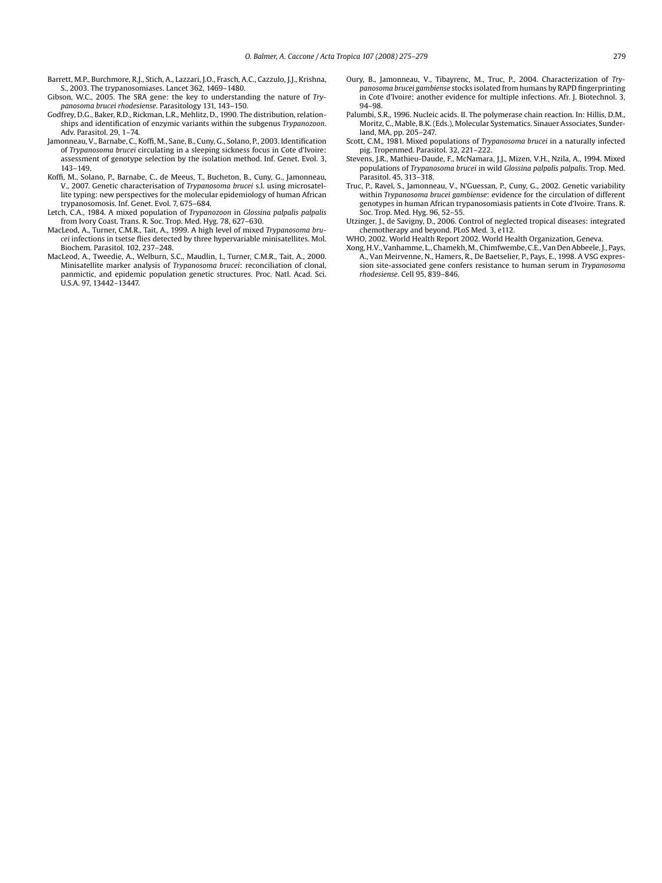Barrett, M.P., Burchmore, R.J., Stich, A., Lazzari, J.O., Frasch, A.C., Cazzulo, J.J., Krishna, S., 2003. The trypanosomiases. Lancet 362, 1469–1480.

Gibson, W.C., 2005. The SRA gene: the key to understanding the nature of *Trypanosoma brucei rhodesiense*. Parasitology 131, 143–150.

Godfrey, D.G., Baker, R.D., Rickman, L.R., Mehlitz, D., 1990. The distribution, relationships and identification of enzymic variants within the subgenus *Trypanozoon*. Adv. Parasitol. 29, 1–74.

Jamonneau, V., Barnabe, C., Koffi, M., Sane, B., Cuny, G., Solano, P., 2003. Identification of *Trypanosoma brucei* circulating in a sleeping sickness focus in Cote d'Ivoire: assessment of genotype selection by the isolation method. Inf. Genet. Evol. 3, 143–149.

Koffi, M., Solano, P., Barnabe, C., de Meeus, T., Bucheton, B., Cuny, G., Jamonneau, V., 2007. Genetic characterisation of *Trypanosoma brucei* s.l. using microsatellite typing: new perspectives for the molecular epidemiology of human African trypanosomosis. Inf. Genet. Evol. 7, 675–684.

Letch, C.A., 1984. A mixed population of *Trypanozoon* in *Glossina palpalis palpalis* from Ivory Coast. Trans. R. Soc. Trop. Med. Hyg. 78, 627–630.

MacLeod, A., Turner, C.M.R., Tait, A., 1999. A high level of mixed *Trypanosoma brucei* infections in tsetse flies detected by three hypervariable minisatellites. Mol. Biochem. Parasitol. 102, 237–248.

MacLeod, A., Tweedie, A., Welburn, S.C., Maudlin, I., Turner, C.M.R., Tait, A., 2000. Minisatellite marker analysis of *Trypanosoma brucei*: reconciliation of clonal, panmictic, and epidemic population genetic structures. Proc. Natl. Acad. Sci. U.S.A. 97, 13442–13447.

Oury, B., Jamonneau, V., Tibayrenc, M., Truc, P., 2004. Characterization of *Trypanosoma brucei gambiense* stocks isolated from humans by RAPD fingerprinting in Cote d'Ivoire; another evidence for multiple infections. Afr. J. Biotechnol. 3, 94–98.

Palumbi, S.R., 1996. Nucleic acids. II. The polymerase chain reaction. In: Hillis, D.M., Moritz, C., Mable, B.K. (Eds.), Molecular Systematics. Sinauer Associates, Sunderland, MA, pp. 205–247.

Scott, C.M., 1981. Mixed populations of *Trypanosoma brucei* in a naturally infected pig. Tropenmed. Parasitol. 32, 221–222.

Stevens, J.R., Mathieu-Daude, F., McNamara, J.J., Mizen, V.H., Nzila, A., 1994. Mixed populations of *Trypanosoma brucei* in wild *Glossina palpalis palpalis*. Trop. Med. Parasitol. 45, 313–318.

Truc, P., Ravel, S., Jamonneau, V., N'Guessan, P., Cuny, G., 2002. Genetic variability within *Trypanosoma brucei gambiense*: evidence for the circulation of different genotypes in human African trypanosomiasis patients in Cote d'Ivoire. Trans. R. Soc. Trop. Med. Hyg. 96, 52–55.

Utzinger, J., de Savigny, D., 2006. Control of neglected tropical diseases: integrated chemotherapy and beyond. PLoS Med. 3, e112.

WHO, 2002. World Health Report 2002. World Health Organization, Geneva.

Xong, H.V., Vanhamme, L., Chamekh, M., Chimfwembe, C.E., Van Den Abbeele, J., Pays, A., Van Meirvenne, N., Hamers, R., De Baetselier, P., Pays, E., 1998. A VSG expression site-associated gene confers resistance to human serum in *Trypanosoma rhodesiense*. Cell 95, 839–846.